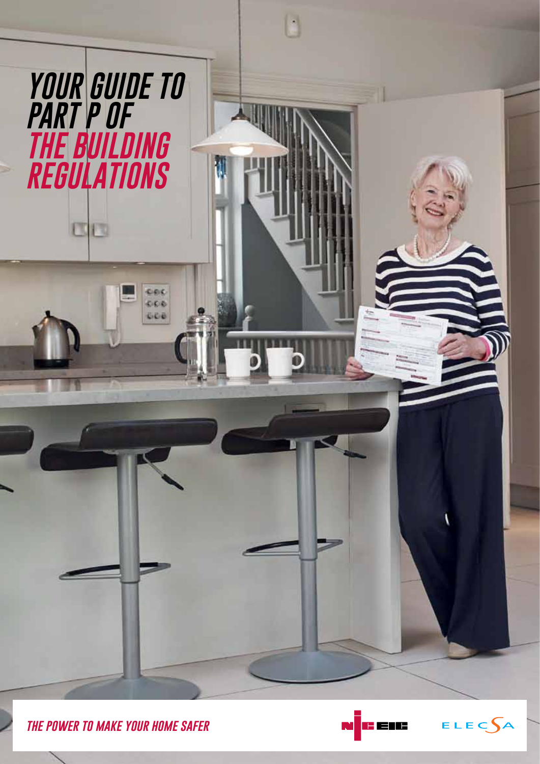# YOUR GUIDE TO PART P OF THE BUILDING REGULATIONS

*THE POWER TO MAKE YOUR HOME SAFER*

NICEIC

ELECSA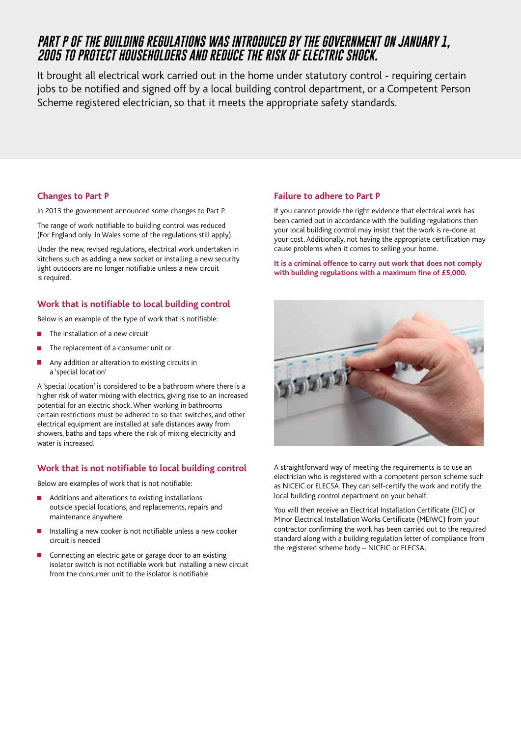# PART P OF THE BUILDING REGULATIONS WAS INTRODUCED BY THE GOVERNMENT ON JANUARY 1, 2005 TO PROTECT HOUSEHOLDERS AND REDUCE THE RISK OF ELECTRIC SHOCK.

It brought all electrical work carried out in the home under statutory control - requiring certain jobs to be notified and signed off by a local building control department, or a Competent Person Scheme registered electrician, so that it meets the appropriate safety standards.

## Changes to Part P

In 2013 the government announced some changes to Part P.

The range of work notifiable to building control was reduced (For England only. In Wales some of the regulations still apply).

Under the new, revised regulations, electrical work undertaken in kitchens such as adding a new socket or installing a new security light outdoors are no longer notifiable unless a new circuit is required.

## Work that is notifiable to local building control

Below is an example of the type of work that is notifiable:

- The installation of a new circuit
- The replacement of a consumer unit or
- Any addition or alteration to existing circuits in a 'special location'

A 'special location' is considered to be a bathroom where there is a higher risk of water mixing with electrics, giving rise to an increased potential for an electric shock. When working in bathrooms certain restrictions must be adhered to so that switches, and other electrical equipment are installed at safe distances away from showers, baths and taps where the risk of mixing electricity and water is increased.

## Work that is not notifiable to local building control

Below are examples of work that is not notifiable:

- Additions and alterations to existing installations outside special locations, and replacements, repairs and maintenance anywhere
- Installing a new cooker is not notifiable unless a new cooker circuit is needed
- Connecting an electric gate or garage door to an existing isolator switch is not notifiable work but installing a new circuit from the consumer unit to the isolator is notifiable

## Failure to adhere to Part P

If you cannot provide the right evidence that electrical work has been carried out in accordance with the building regulations then your local building control may insist that the work is re-done at your cost. Additionally, not having the appropriate certification may cause problems when it comes to selling your home.

**It is a criminal offence to carry out work that does not comply with building regulations with a maximum fine of £5,000.**

A straightforward way of meeting the requirements is to use an electrician who is registered with a competent person scheme such as NICEIC or ELECSA. They can self-certify the work and notify the local building control department on your behalf.

You will then receive an Electrical Installation Certificate (EIC) or Minor Electrical Installation Works Certificate (MEIWC) from your contractor confirming the work has been carried out to the required standard along with a building regulation letter of compliance from the registered scheme body – NICEIC or ELECSA.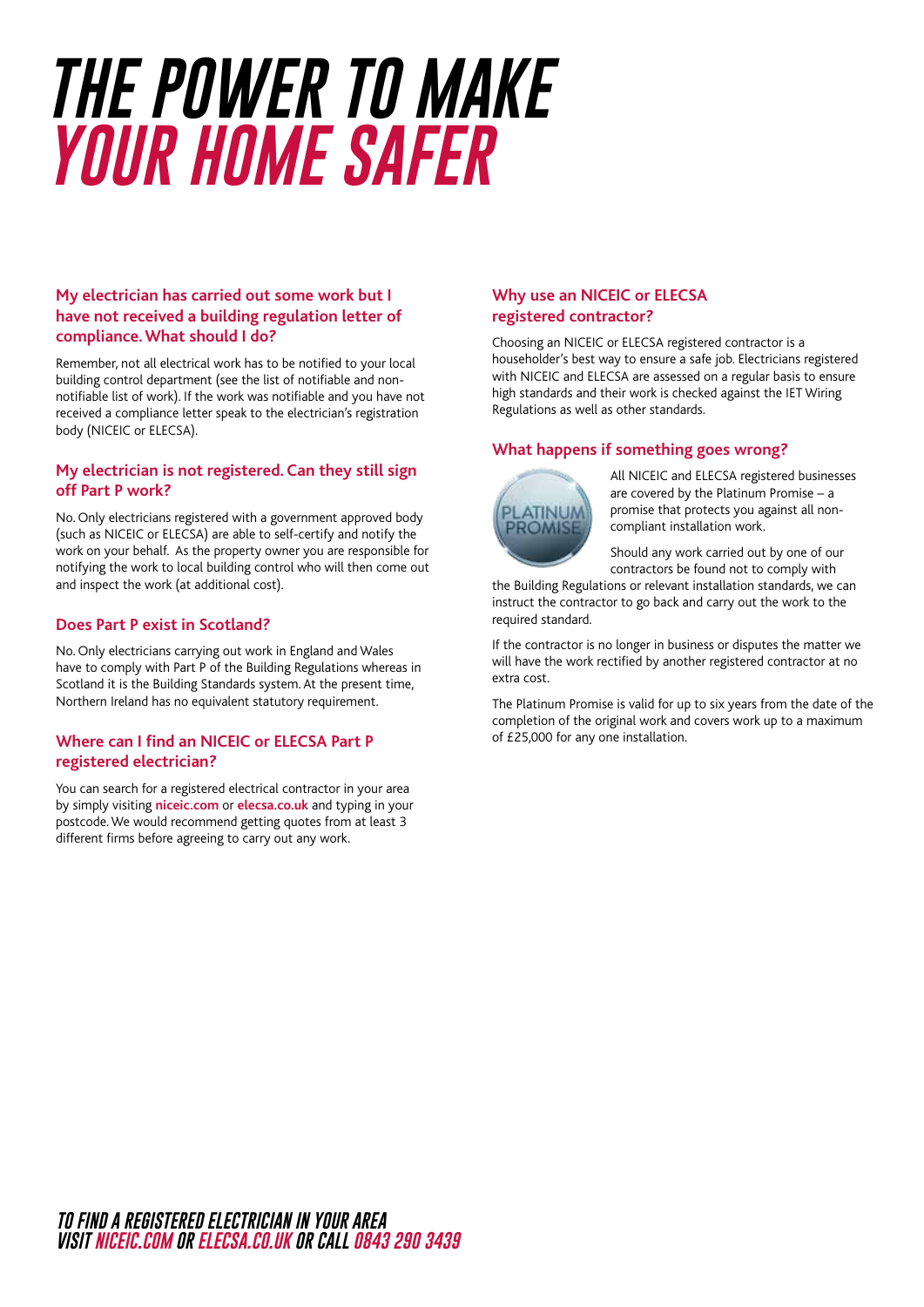# THE POWER TO MAKE YOUR HOME SAFER

### My electrician has carried out some work but I have not received a building regulation letter of compliance. What should I do?

Remember, not all electrical work has to be notified to your local building control department (see the list of notifiable and non-notifiable list of work). If the work was notifiable and you have not received a compliance letter speak to the electrician's registration body (NICEIC or ELECSA).

### My electrician is not registered. Can they still sign off Part P work?

No. Only electricians registered with a government approved body (such as NICEIC or ELECSA) are able to self-certify and notify the work on your behalf. As the property owner you are responsible for notifying the work to local building control who will then come out and inspect the work (at additional cost).

### Does Part P exist in Scotland?

No. Only electricians carrying out work in England and Wales have to comply with Part P of the Building Regulations whereas in Scotland it is the Building Standards system. At the present time, Northern Ireland has no equivalent statutory requirement.

### Where can I find an NICEIC or ELECSA Part P registered electrician?

You can search for a registered electrical contractor in your area by simply visiting **niceic.com** or **elecsa.co.uk** and typing in your postcode. We would recommend getting quotes from at least 3 different firms before agreeing to carry out any work.

### Why use an NICEIC or ELECSA registered contractor?

Choosing an NICEIC or ELECSA registered contractor is a householder's best way to ensure a safe job. Electricians registered with NICEIC and ELECSA are assessed on a regular basis to ensure high standards and their work is checked against the IET Wiring Regulations as well as other standards.

### What happens if something goes wrong?

PLATINUM PROMISE

All NICEIC and ELECSA registered businesses are covered by the Platinum Promise – a promise that protects you against all non-compliant installation work.

Should any work carried out by one of our contractors be found not to comply with the Building Regulations or relevant installation standards, we can instruct the contractor to go back and carry out the work to the required standard.

If the contractor is no longer in business or disputes the matter we will have the work rectified by another registered contractor at no extra cost.

The Platinum Promise is valid for up to six years from the date of the completion of the original work and covers work up to a maximum of £25,000 for any one installation.

**TO FIND A REGISTERED ELECTRICIAN IN YOUR AREA VISIT NICEIC.COM OR ELECSA.CO.UK OR CALL 0843 290 3439**